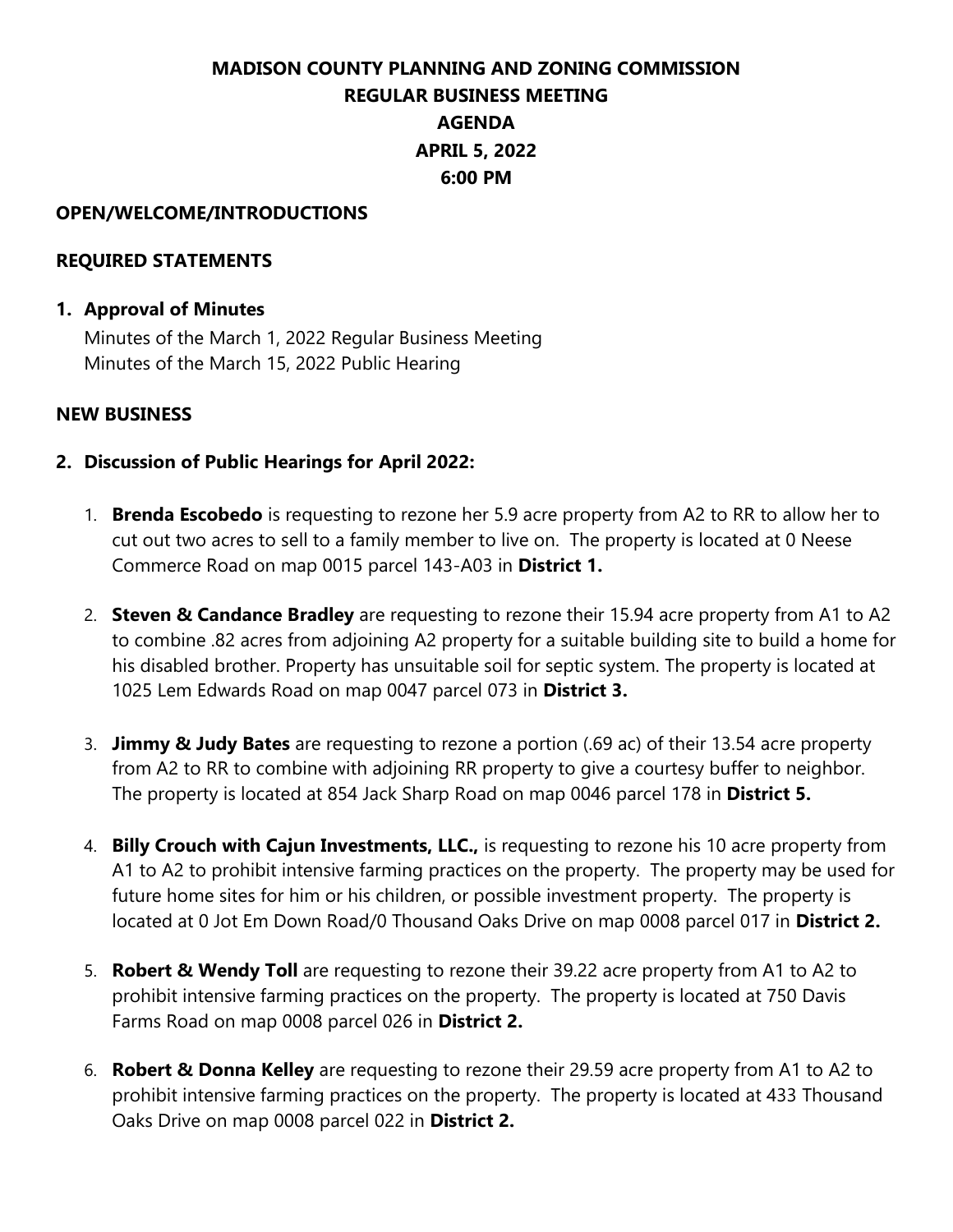# MADISON COUNTY PLANNING AND ZONING COMMISSION
## REGULAR BUSINESS MEETING
## AGENDA
## APRIL 5, 2022
## 6:00 PM

**OPEN/WELCOME/INTRODUCTIONS**

**REQUIRED STATEMENTS**

**1. Approval of Minutes**

Minutes of the March 1, 2022 Regular Business Meeting
Minutes of the March 15, 2022 Public Hearing

**NEW BUSINESS**

**2. Discussion of Public Hearings for April 2022:**

1. **Brenda Escobedo** is requesting to rezone her 5.9 acre property from A2 to RR to allow her to cut out two acres to sell to a family member to live on. The property is located at 0 Neese Commerce Road on map 0015 parcel 143-A03 in **District 1.**

2. **Steven & Candance Bradley** are requesting to rezone their 15.94 acre property from A1 to A2 to combine .82 acres from adjoining A2 property for a suitable building site to build a home for his disabled brother. Property has unsuitable soil for septic system. The property is located at 1025 Lem Edwards Road on map 0047 parcel 073 in **District 3.**

3. **Jimmy & Judy Bates** are requesting to rezone a portion (.69 ac) of their 13.54 acre property from A2 to RR to combine with adjoining RR property to give a courtesy buffer to neighbor. The property is located at 854 Jack Sharp Road on map 0046 parcel 178 in **District 5.**

4. **Billy Crouch with Cajun Investments, LLC.,** is requesting to rezone his 10 acre property from A1 to A2 to prohibit intensive farming practices on the property. The property may be used for future home sites for him or his children, or possible investment property. The property is located at 0 Jot Em Down Road/0 Thousand Oaks Drive on map 0008 parcel 017 in **District 2.**

5. **Robert & Wendy Toll** are requesting to rezone their 39.22 acre property from A1 to A2 to prohibit intensive farming practices on the property. The property is located at 750 Davis Farms Road on map 0008 parcel 026 in **District 2.**

6. **Robert & Donna Kelley** are requesting to rezone their 29.59 acre property from A1 to A2 to prohibit intensive farming practices on the property. The property is located at 433 Thousand Oaks Drive on map 0008 parcel 022 in **District 2.**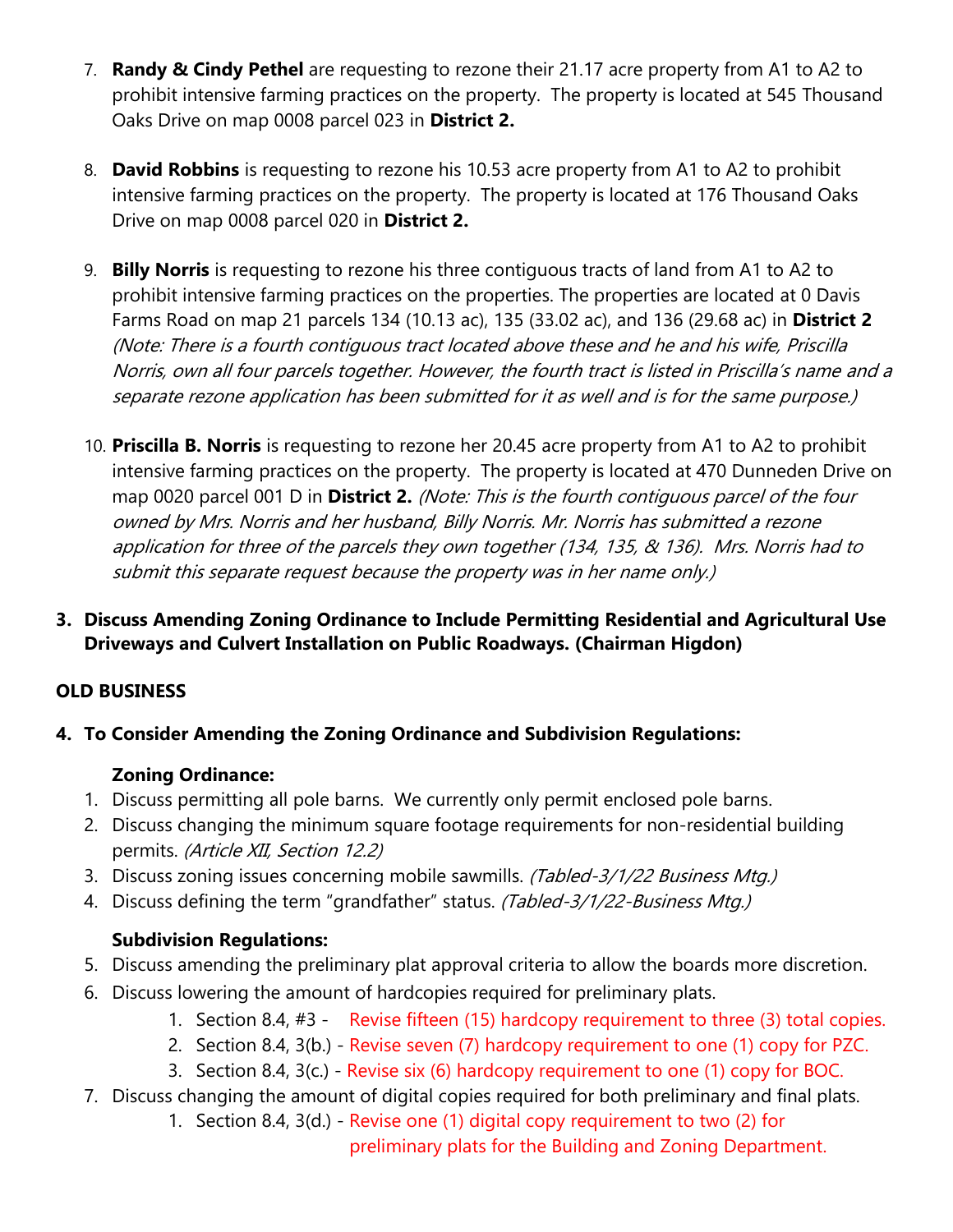7. **Randy & Cindy Pethel** are requesting to rezone their 21.17 acre property from A1 to A2 to prohibit intensive farming practices on the property. The property is located at 545 Thousand Oaks Drive on map 0008 parcel 023 in **District 2.**

8. **David Robbins** is requesting to rezone his 10.53 acre property from A1 to A2 to prohibit intensive farming practices on the property. The property is located at 176 Thousand Oaks Drive on map 0008 parcel 020 in **District 2.**

9. **Billy Norris** is requesting to rezone his three contiguous tracts of land from A1 to A2 to prohibit intensive farming practices on the properties. The properties are located at 0 Davis Farms Road on map 21 parcels 134 (10.13 ac), 135 (33.02 ac), and 136 (29.68 ac) in **District 2** *(Note: There is a fourth contiguous tract located above these and he and his wife, Priscilla Norris, own all four parcels together. However, the fourth tract is listed in Priscilla's name and a separate rezone application has been submitted for it as well and is for the same purpose.)*

10. **Priscilla B. Norris** is requesting to rezone her 20.45 acre property from A1 to A2 to prohibit intensive farming practices on the property. The property is located at 470 Dunneden Drive on map 0020 parcel 001 D in **District 2.** *(Note: This is the fourth contiguous parcel of the four owned by Mrs. Norris and her husband, Billy Norris. Mr. Norris has submitted a rezone application for three of the parcels they own together (134, 135, & 136). Mrs. Norris had to submit this separate request because the property was in her name only.)*

**3. Discuss Amending Zoning Ordinance to Include Permitting Residential and Agricultural Use Driveways and Culvert Installation on Public Roadways. (Chairman Higdon)**

## OLD BUSINESS

**4. To Consider Amending the Zoning Ordinance and Subdivision Regulations:**

**Zoning Ordinance:**

1. Discuss permitting all pole barns. We currently only permit enclosed pole barns.
2. Discuss changing the minimum square footage requirements for non-residential building permits. *(Article XII, Section 12.2)*
3. Discuss zoning issues concerning mobile sawmills. *(Tabled-3/1/22 Business Mtg.)*
4. Discuss defining the term "grandfather" status. *(Tabled-3/1/22-Business Mtg.)*

**Subdivision Regulations:**

5. Discuss amending the preliminary plat approval criteria to allow the boards more discretion.
6. Discuss lowering the amount of hardcopies required for preliminary plats.
   1. Section 8.4, #3 - Revise fifteen (15) hardcopy requirement to three (3) total copies.
   2. Section 8.4, 3(b.) - Revise seven (7) hardcopy requirement to one (1) copy for PZC.
   3. Section 8.4, 3(c.) - Revise six (6) hardcopy requirement to one (1) copy for BOC.
7. Discuss changing the amount of digital copies required for both preliminary and final plats.
   1. Section 8.4, 3(d.) - Revise one (1) digital copy requirement to two (2) for preliminary plats for the Building and Zoning Department.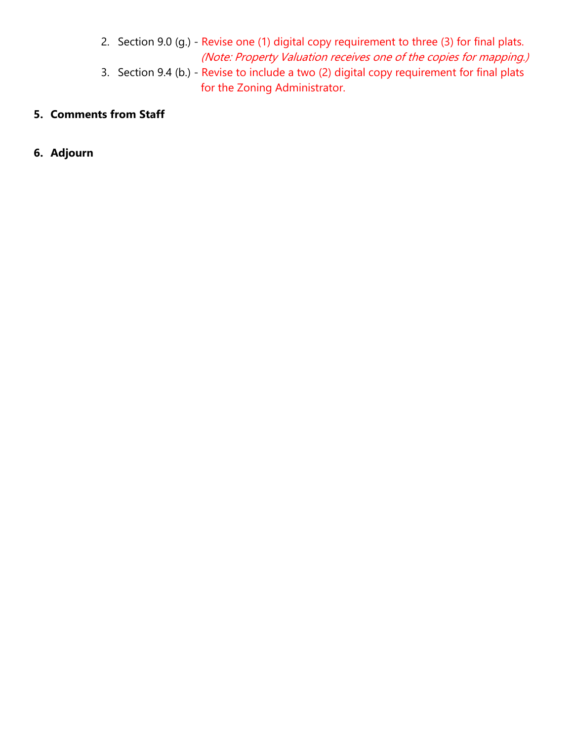2. Section 9.0 (g.) - Revise one (1) digital copy requirement to three (3) for final plats. *(Note: Property Valuation receives one of the copies for mapping.)*
3. Section 9.4 (b.) - Revise to include a two (2) digital copy requirement for final plats for the Zoning Administrator.

**5. Comments from Staff**

**6. Adjourn**